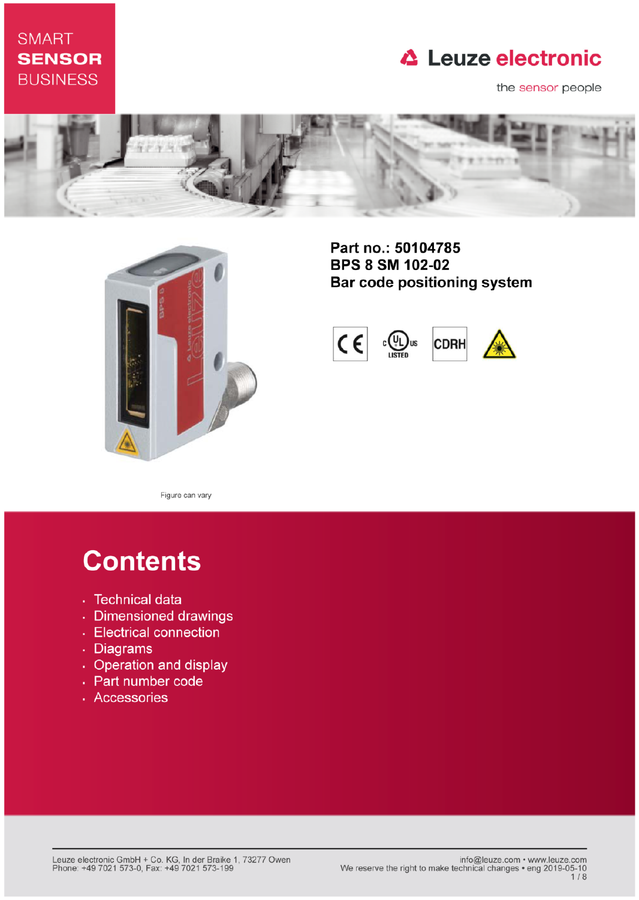SMART
**SENSOR**
BUSINESS

Leuze electronic

the sensor people

**Part no.: 50104785**
**BPS 8 SM 102-02**
**Bar code positioning system**

Figure can vary

# Contents

- Technical data
- Dimensioned drawings
- Electrical connection
- Diagrams
- Operation and display
- Part number code
- Accessories

Leuze electronic GmbH + Co. KG, In der Braike 1, 73277 Owen
Phone: +49 7021 573-0, Fax: +49 7021 573-199

info@leuze.com • www.leuze.com
We reserve the right to make technical changes • eng 2019-05-10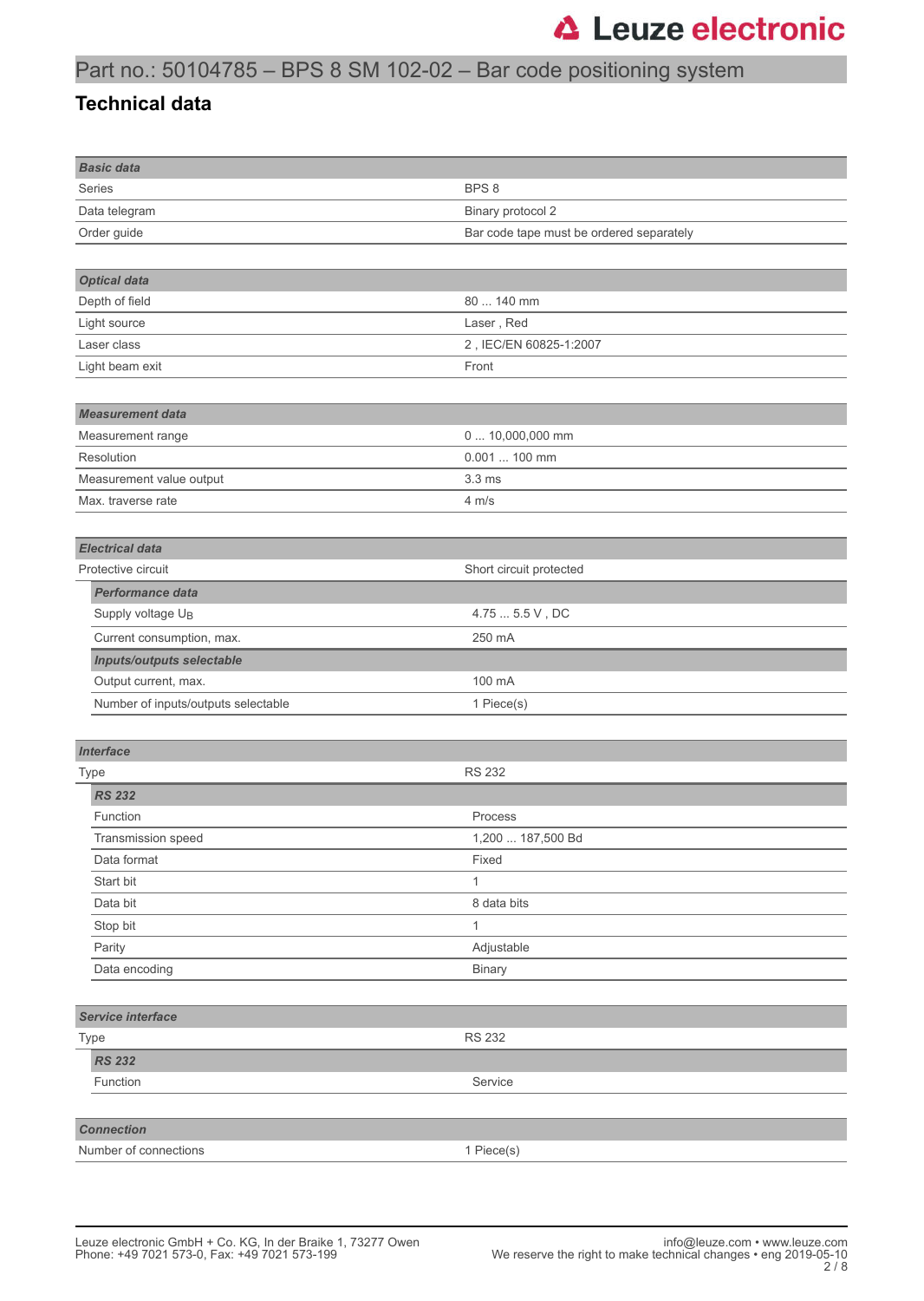# Part no.: 50104785 – BPS 8 SM 102-02 – Bar code positioning system

## Technical data

| ***Basic data*** | |
|---|---|
| Series | BPS 8 |
| Data telegram | Binary protocol 2 |
| Order guide | Bar code tape must be ordered separately |

| ***Optical data*** | |
|---|---|
| Depth of field | 80 ... 140 mm |
| Light source | Laser , Red |
| Laser class | 2 , IEC/EN 60825-1:2007 |
| Light beam exit | Front |

| ***Measurement data*** | |
|---|---|
| Measurement range | 0 ... 10,000,000 mm |
| Resolution | 0.001 ... 100 mm |
| Measurement value output | 3.3 ms |
| Max. traverse rate | 4 m/s |

| ***Electrical data*** | |
|---|---|
| Protective circuit | Short circuit protected |
| ***Performance data*** | |
| Supply voltage $U_B$ | 4.75 ... 5.5 V , DC |
| Current consumption, max. | 250 mA |
| ***Inputs/outputs selectable*** | |
| Output current, max. | 100 mA |
| Number of inputs/outputs selectable | 1 Piece(s) |

| ***Interface*** | |
|---|---|
| Type | RS 232 |
| ***RS 232*** | |
| Function | Process |
| Transmission speed | 1,200 ... 187,500 Bd |
| Data format | Fixed |
| Start bit | 1 |
| Data bit | 8 data bits |
| Stop bit | 1 |
| Parity | Adjustable |
| Data encoding | Binary |

| ***Service interface*** | |
|---|---|
| Type | RS 232 |
| ***RS 232*** | |
| Function | Service |

| ***Connection*** | |
|---|---|
| Number of connections | 1 Piece(s) |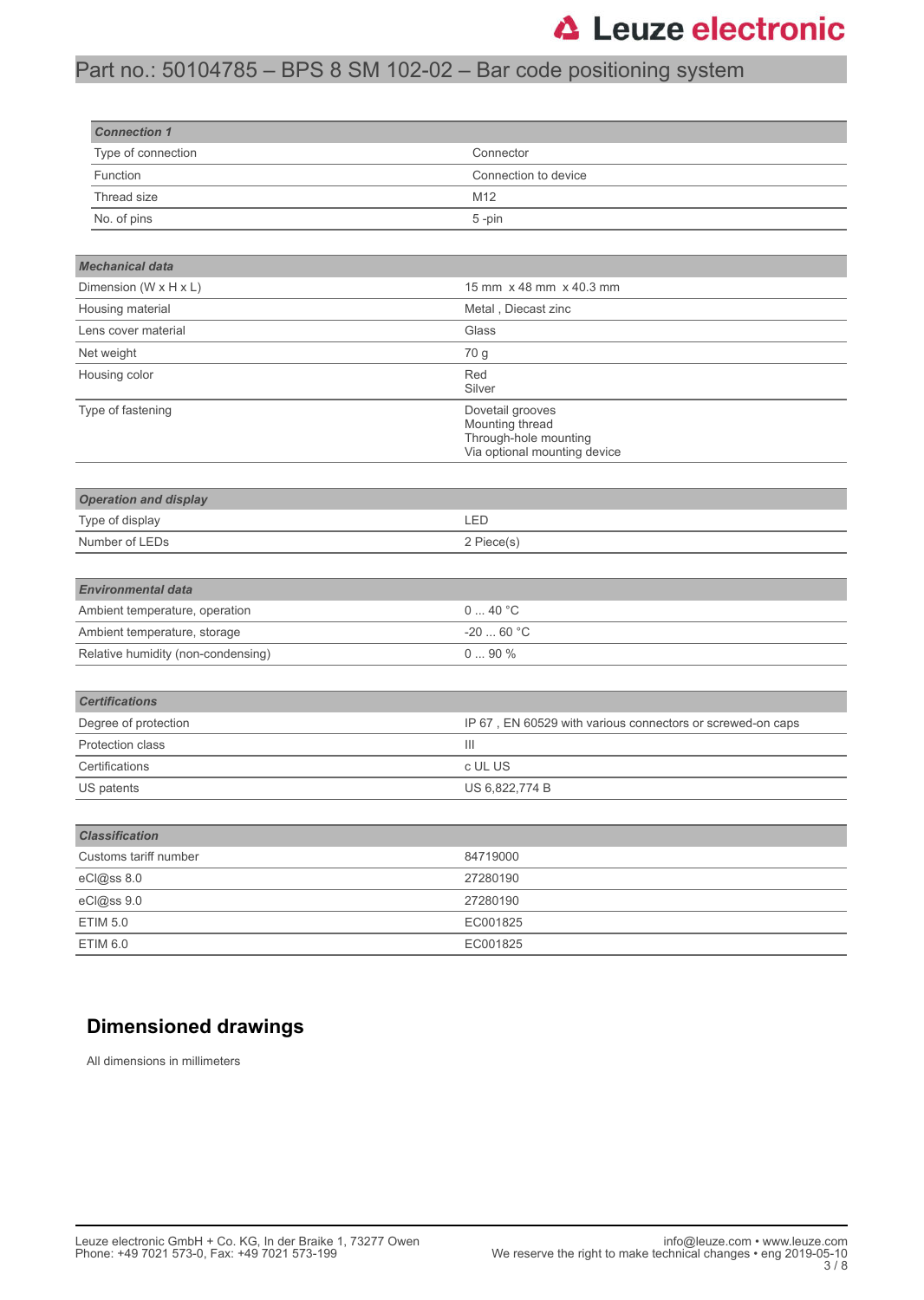| Connection 1 | |
|---|---|
| Type of connection | Connector |
| Function | Connection to device |
| Thread size | M12 |
| No. of pins | 5 -pin |

| Mechanical data | |
|---|---|
| Dimension (W x H x L) | 15 mm x 48 mm x 40.3 mm |
| Housing material | Metal , Diecast zinc |
| Lens cover material | Glass |
| Net weight | 70 g |
| Housing color | Red<br>Silver |
| Type of fastening | Dovetail grooves<br>Mounting thread<br>Through-hole mounting<br>Via optional mounting device |

| Operation and display | |
|---|---|
| Type of display | LED |
| Number of LEDs | 2 Piece(s) |

| Environmental data | |
|---|---|
| Ambient temperature, operation | 0 ... 40 °C |
| Ambient temperature, storage | -20 ... 60 °C |
| Relative humidity (non-condensing) | 0 ... 90 % |

| Certifications | |
|---|---|
| Degree of protection | IP 67 , EN 60529 with various connectors or screwed-on caps |
| Protection class | III |
| Certifications | c UL US |
| US patents | US 6,822,774 B |

| Classification | |
|---|---|
| Customs tariff number | 84719000 |
| eCl@ss 8.0 | 27280190 |
| eCl@ss 9.0 | 27280190 |
| ETIM 5.0 | EC001825 |
| ETIM 6.0 | EC001825 |

## Dimensioned drawings

All dimensions in millimeters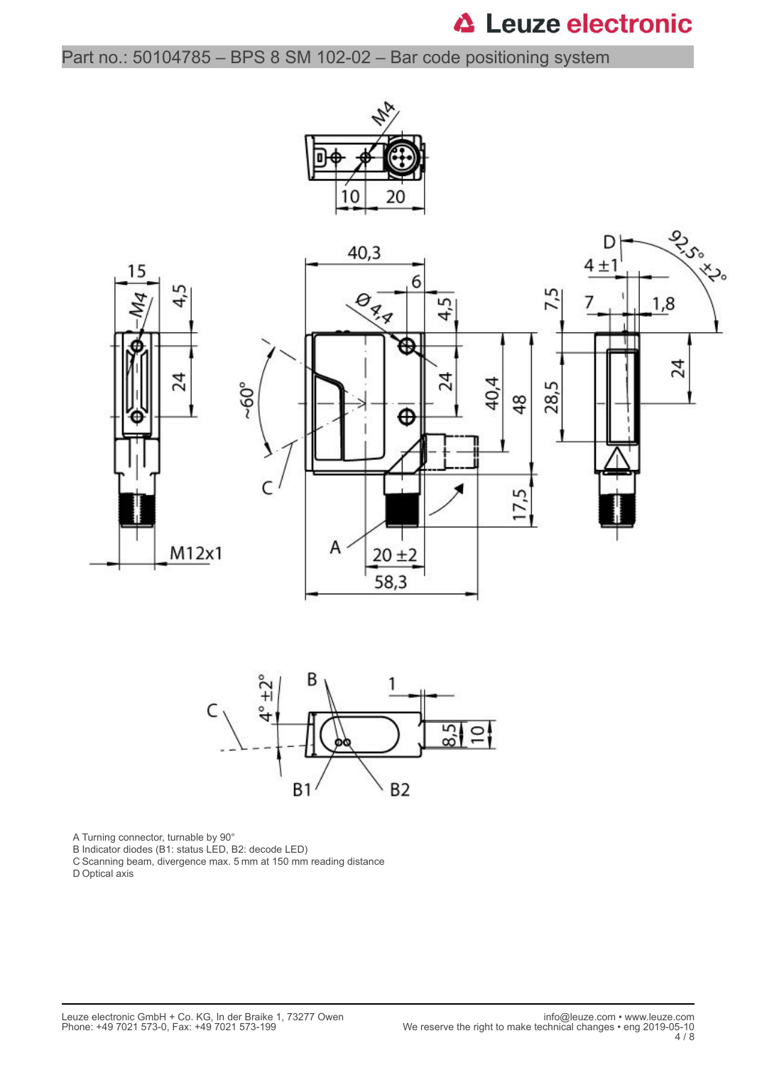A Turning connector, turnable by 90°
B Indicator diodes (B1: status LED, B2: decode LED)
C Scanning beam, divergence max. 5 mm at 150 mm reading distance
D Optical axis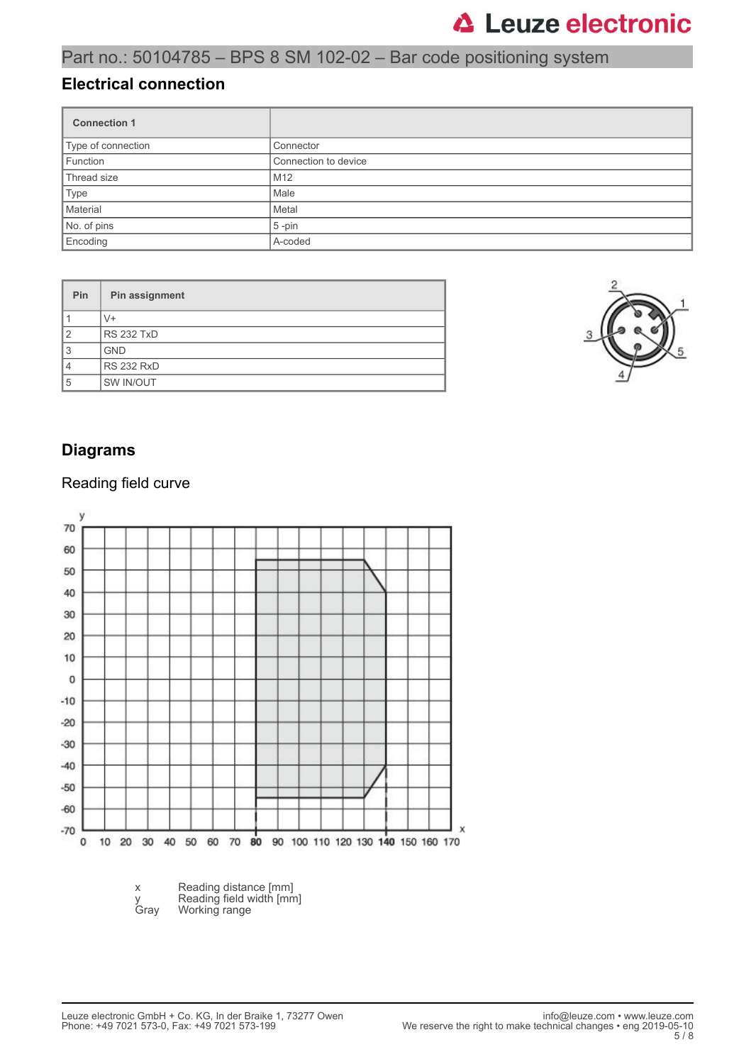Part no.: 50104785 – BPS 8 SM 102-02 – Bar code positioning system

## Electrical connection

| Connection 1 | |
|---|---|
| Type of connection | Connector |
| Function | Connection to device |
| Thread size | M12 |
| Type | Male |
| Material | Metal |
| No. of pins | 5 -pin |
| Encoding | A-coded |

| Pin | Pin assignment |
|---|---|
| 1 | V+ |
| 2 | RS 232 TxD |
| 3 | GND |
| 4 | RS 232 RxD |
| 5 | SW IN/OUT |

## Diagrams

### Reading field curve

x Reading distance [mm]
y Reading field width [mm]
Gray Working range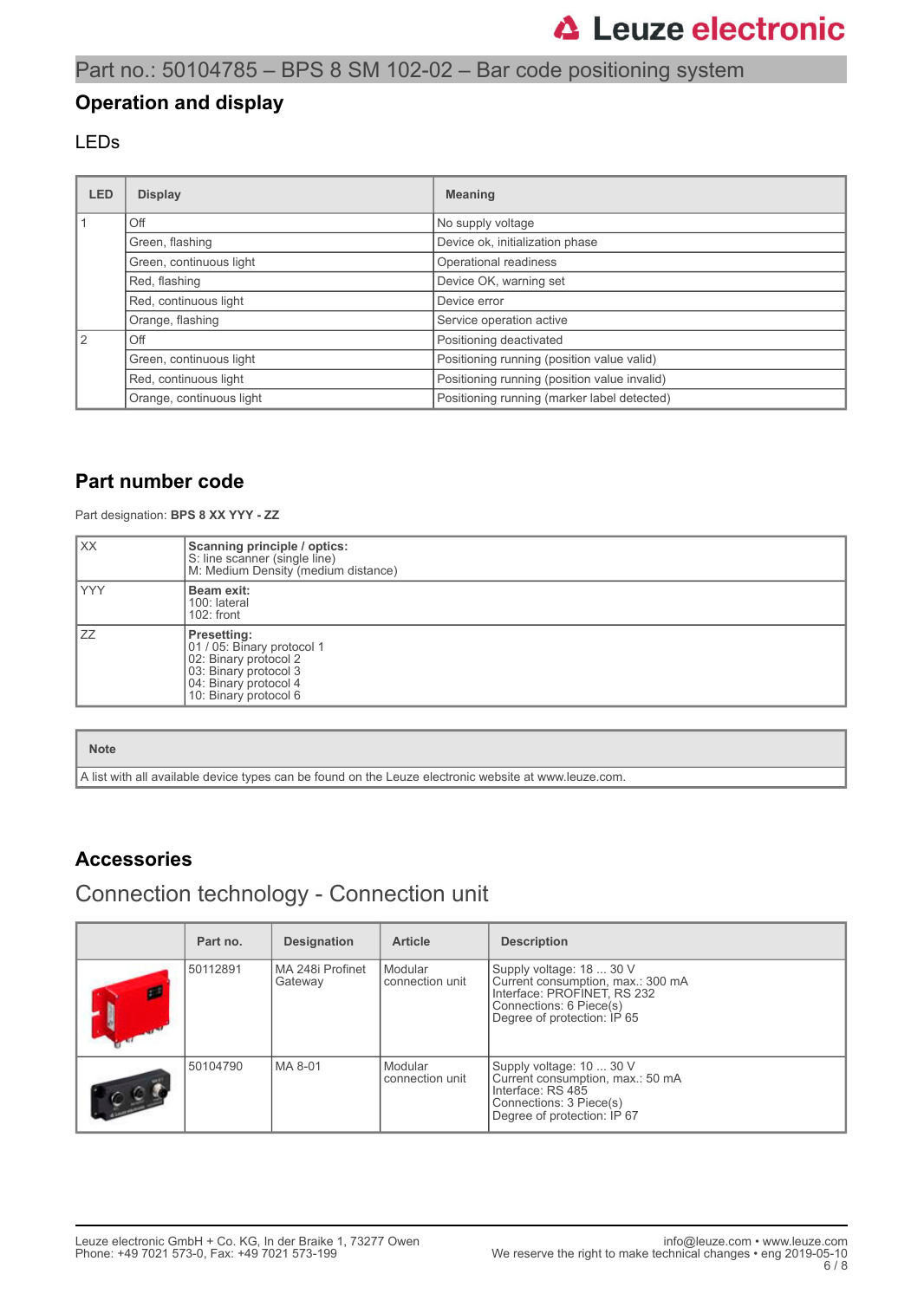# Part no.: 50104785 – BPS 8 SM 102-02 – Bar code positioning system

## Operation and display

### LEDs

| LED | Display | Meaning |
|---|---|---|
| 1 | Off | No supply voltage |
| | Green, flashing | Device ok, initialization phase |
| | Green, continuous light | Operational readiness |
| | Red, flashing | Device OK, warning set |
| | Red, continuous light | Device error |
| | Orange, flashing | Service operation active |
| 2 | Off | Positioning deactivated |
| | Green, continuous light | Positioning running (position value valid) |
| | Red, continuous light | Positioning running (position value invalid) |
| | Orange, continuous light | Positioning running (marker label detected) |

## Part number code

Part designation: **BPS 8 XX YYY - ZZ**

| | |
|---|---|
| XX | **Scanning principle / optics:**<br>S: line scanner (single line)<br>M: Medium Density (medium distance) |
| YYY | **Beam exit:**<br>100: lateral<br>102: front |
| ZZ | **Presetting:**<br>01 / 05: Binary protocol 1<br>02: Binary protocol 2<br>03: Binary protocol 3<br>04: Binary protocol 4<br>10: Binary protocol 6 |

| Note |
|---|
| A list with all available device types can be found on the Leuze electronic website at www.leuze.com. |

## Accessories

### Connection technology - Connection unit

| | Part no. | Designation | Article | Description |
|---|---|---|---|---|
| | 50112891 | MA 248i Profinet Gateway | Modular connection unit | Supply voltage: 18 ... 30 V<br>Current consumption, max.: 300 mA<br>Interface: PROFINET, RS 232<br>Connections: 6 Piece(s)<br>Degree of protection: IP 65 |
| | 50104790 | MA 8-01 | Modular connection unit | Supply voltage: 10 ... 30 V<br>Current consumption, max.: 50 mA<br>Interface: RS 485<br>Connections: 3 Piece(s)<br>Degree of protection: IP 67 |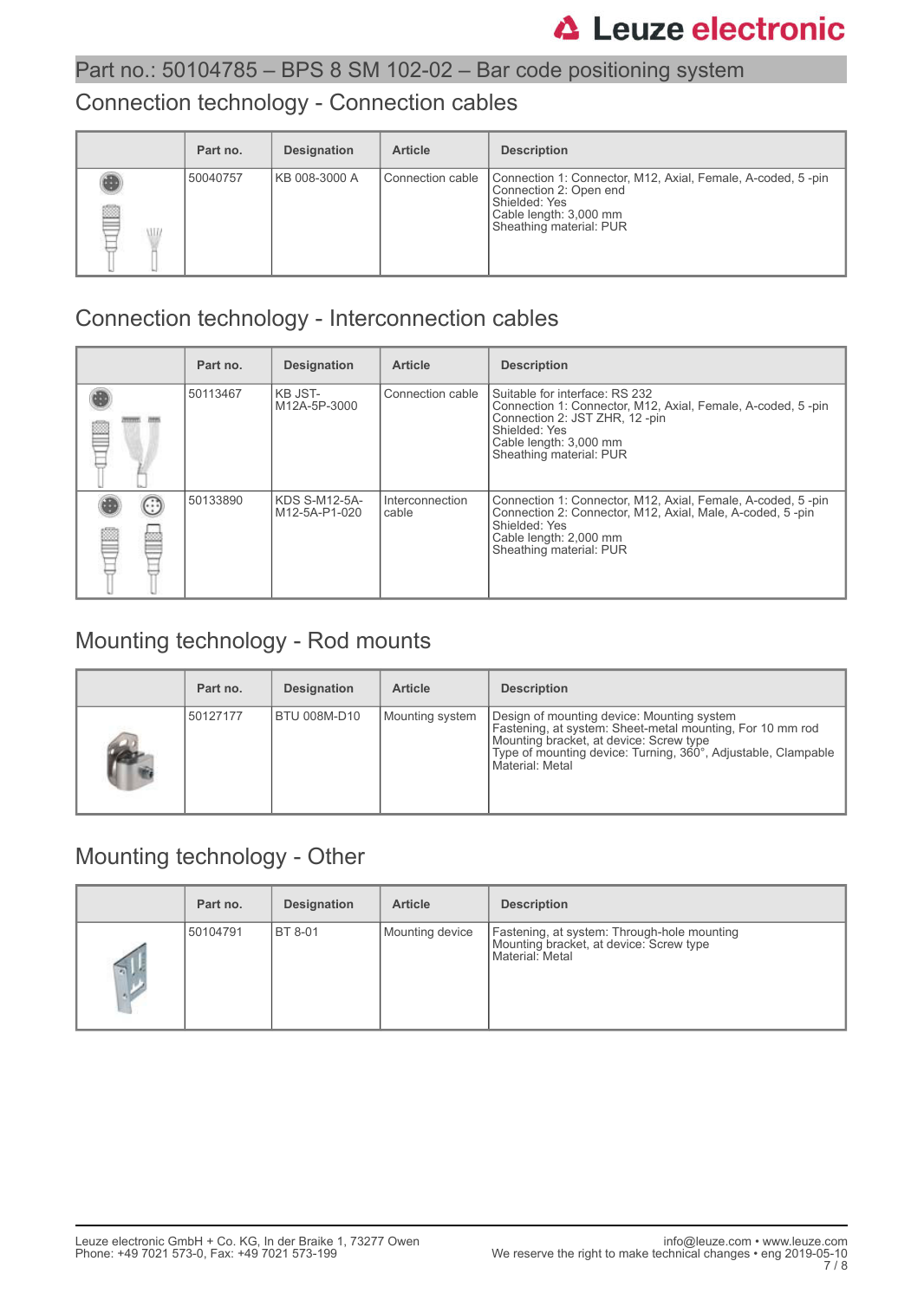Part no.: 50104785 – BPS 8 SM 102-02 – Bar code positioning system

## Connection technology - Connection cables

| | Part no. | Designation | Article | Description |
|---|---|---|---|---|
| | 50040757 | KB 008-3000 A | Connection cable | Connection 1: Connector, M12, Axial, Female, A-coded, 5 -pin<br>Connection 2: Open end<br>Shielded: Yes<br>Cable length: 3,000 mm<br>Sheathing material: PUR |

## Connection technology - Interconnection cables

| | Part no. | Designation | Article | Description |
|---|---|---|---|---|
| | 50113467 | KB JST-M12A-5P-3000 | Connection cable | Suitable for interface: RS 232<br>Connection 1: Connector, M12, Axial, Female, A-coded, 5 -pin<br>Connection 2: JST ZHR, 12 -pin<br>Shielded: Yes<br>Cable length: 3,000 mm<br>Sheathing material: PUR |
| | 50133890 | KDS S-M12-5A-M12-5A-P1-020 | Interconnection cable | Connection 1: Connector, M12, Axial, Female, A-coded, 5 -pin<br>Connection 2: Connector, M12, Axial, Male, A-coded, 5 -pin<br>Shielded: Yes<br>Cable length: 2,000 mm<br>Sheathing material: PUR |

## Mounting technology - Rod mounts

| | Part no. | Designation | Article | Description |
|---|---|---|---|---|
| | 50127177 | BTU 008M-D10 | Mounting system | Design of mounting device: Mounting system<br>Fastening, at system: Sheet-metal mounting, For 10 mm rod<br>Mounting bracket, at device: Screw type<br>Type of mounting device: Turning, 360°, Adjustable, Clampable<br>Material: Metal |

## Mounting technology - Other

| | Part no. | Designation | Article | Description |
|---|---|---|---|---|
| | 50104791 | BT 8-01 | Mounting device | Fastening, at system: Through-hole mounting<br>Mounting bracket, at device: Screw type<br>Material: Metal |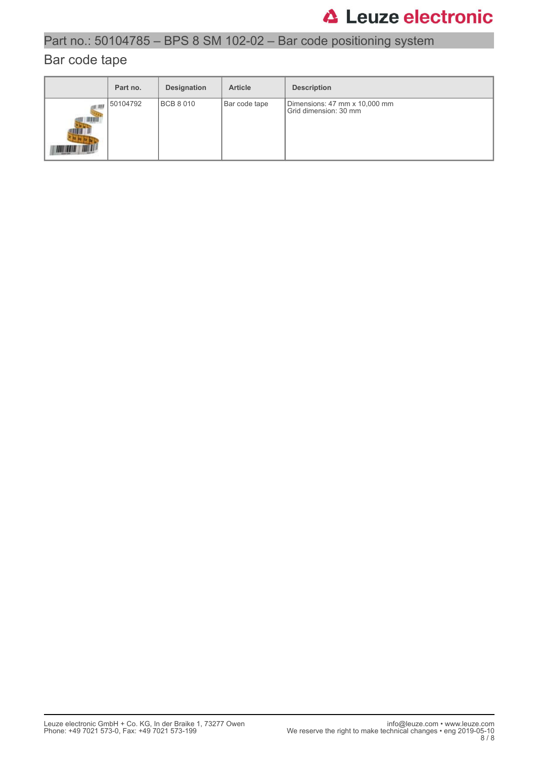Part no.: 50104785 – BPS 8 SM 102-02 – Bar code positioning system

## Bar code tape

| | Part no. | Designation | Article | Description |
|---|---|---|---|---|
| | 50104792 | BCB 8 010 | Bar code tape | Dimensions: 47 mm x 10,000 mm<br>Grid dimension: 30 mm |